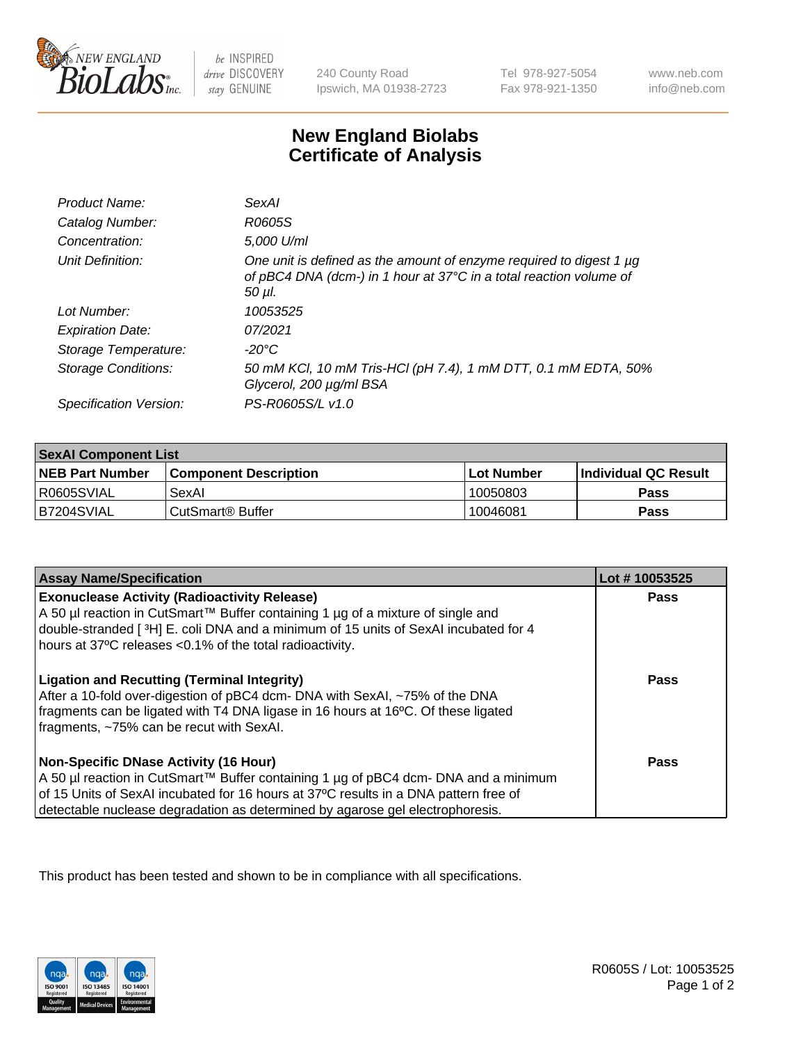New England BioLabs Inc.

be INSPIRED drive DISCOVERY stay GENUINE

240 County Road
Ipswich, MA 01938-2723

Tel 978-927-5054
Fax 978-921-1350

www.neb.com
info@neb.com

# New England Biolabs
# Certificate of Analysis

| | |
|---|---|
| *Product Name:* | *SexAI* |
| *Catalog Number:* | *R0605S* |
| *Concentration:* | *5,000 U/ml* |
| *Unit Definition:* | *One unit is defined as the amount of enzyme required to digest 1 µg of pBC4 DNA (dcm-) in 1 hour at 37°C in a total reaction volume of 50 µl.* |
| *Lot Number:* | *10053525* |
| *Expiration Date:* | *07/2021* |
| *Storage Temperature:* | *-20°C* |
| *Storage Conditions:* | *50 mM KCl, 10 mM Tris-HCl (pH 7.4), 1 mM DTT, 0.1 mM EDTA, 50% Glycerol, 200 µg/ml BSA* |
| *Specification Version:* | *PS-R0605S/L v1.0* |

| **SexAI Component List** | | | |
|---|---|---|---|
| **NEB Part Number** | **Component Description** | **Lot Number** | **Individual QC Result** |
| R0605SVIAL | SexAI | 10050803 | **Pass** |
| B7204SVIAL | CutSmart® Buffer | 10046081 | **Pass** |

| **Assay Name/Specification** | **Lot # 10053525** |
|---|---|
| **Exonuclease Activity (Radioactivity Release)** A 50 µl reaction in CutSmart™ Buffer containing 1 µg of a mixture of single and double-stranded [ ³H] E. coli DNA and a minimum of 15 units of SexAI incubated for 4 hours at 37ºC releases <0.1% of the total radioactivity. | **Pass** |
| **Ligation and Recutting (Terminal Integrity)** After a 10-fold over-digestion of pBC4 dcm- DNA with SexAI, ~75% of the DNA fragments can be ligated with T4 DNA ligase in 16 hours at 16ºC. Of these ligated fragments, ~75% can be recut with SexAI. | **Pass** |
| **Non-Specific DNase Activity (16 Hour)** A 50 µl reaction in CutSmart™ Buffer containing 1 µg of pBC4 dcm- DNA and a minimum of 15 Units of SexAI incubated for 16 hours at 37ºC results in a DNA pattern free of detectable nuclease degradation as determined by agarose gel electrophoresis. | **Pass** |

This product has been tested and shown to be in compliance with all specifications.

R0605S / Lot: 10053525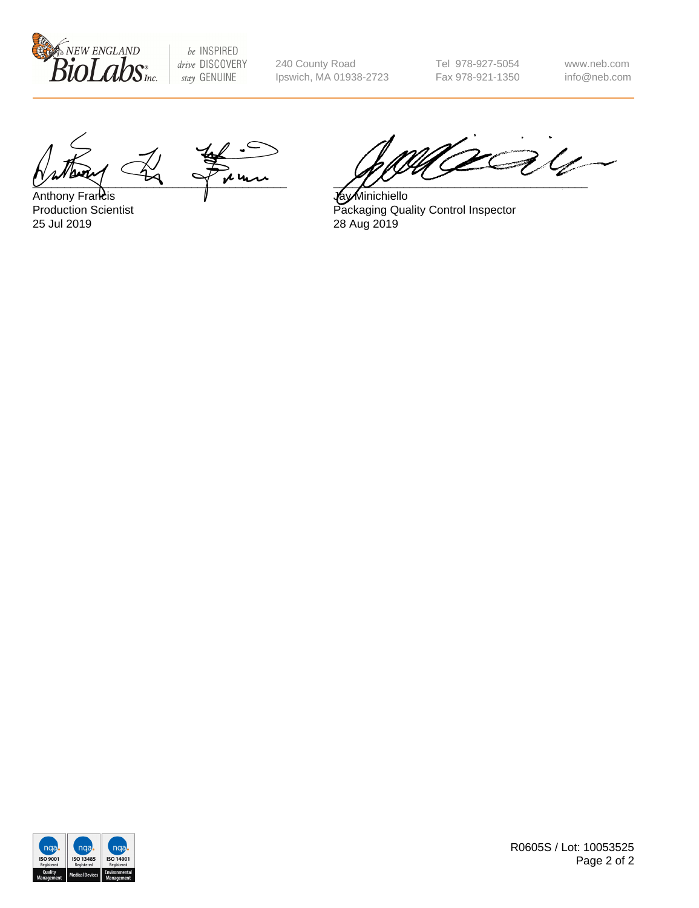NEW ENGLAND BioLabs Inc.

be INSPIRED drive DISCOVERY stay GENUINE

240 County Road
Ipswich, MA 01938-2723

Tel 978-927-5054
Fax 978-921-1350

www.neb.com
info@neb.com

Anthony Francis
Production Scientist
25 Jul 2019

Jay Minichiello
Packaging Quality Control Inspector
28 Aug 2019

nqa ISO 9001 Registered Quality Management | nqa ISO 13485 Registered Medical Devices | nqa ISO 14001 Registered Environmental Management

R0605S / Lot: 10053525